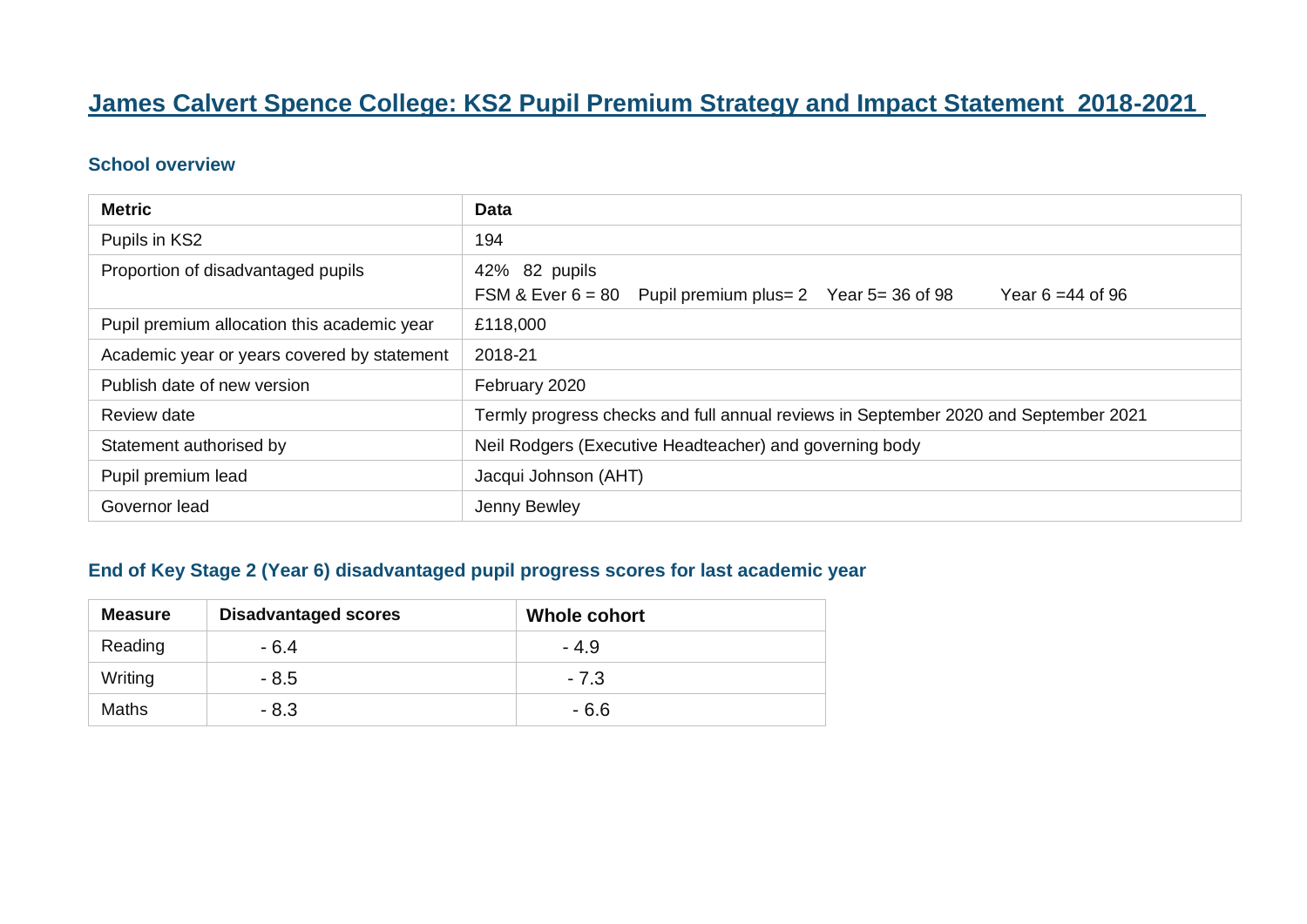# James Calvert Spence College: KS2 Pupil Premium Strategy and Impact Statement 2018-2021

## School overview

| Metric | Data |
|---|---|
| Pupils in KS2 | 194 |
| Proportion of disadvantaged pupils | 42% 82 pupils<br>FSM & Ever 6 = 80 Pupil premium plus= 2 Year 5= 36 of 98 Year 6 =44 of 96 |
| Pupil premium allocation this academic year | £118,000 |
| Academic year or years covered by statement | 2018-21 |
| Publish date of new version | February 2020 |
| Review date | Termly progress checks and full annual reviews in September 2020 and September 2021 |
| Statement authorised by | Neil Rodgers (Executive Headteacher) and governing body |
| Pupil premium lead | Jacqui Johnson (AHT) |
| Governor lead | Jenny Bewley |

## End of Key Stage 2 (Year 6) disadvantaged pupil progress scores for last academic year

| Measure | Disadvantaged scores | Whole cohort |
|---|---|---|
| Reading | - 6.4 | - 4.9 |
| Writing | - 8.5 | - 7.3 |
| Maths | - 8.3 | - 6.6 |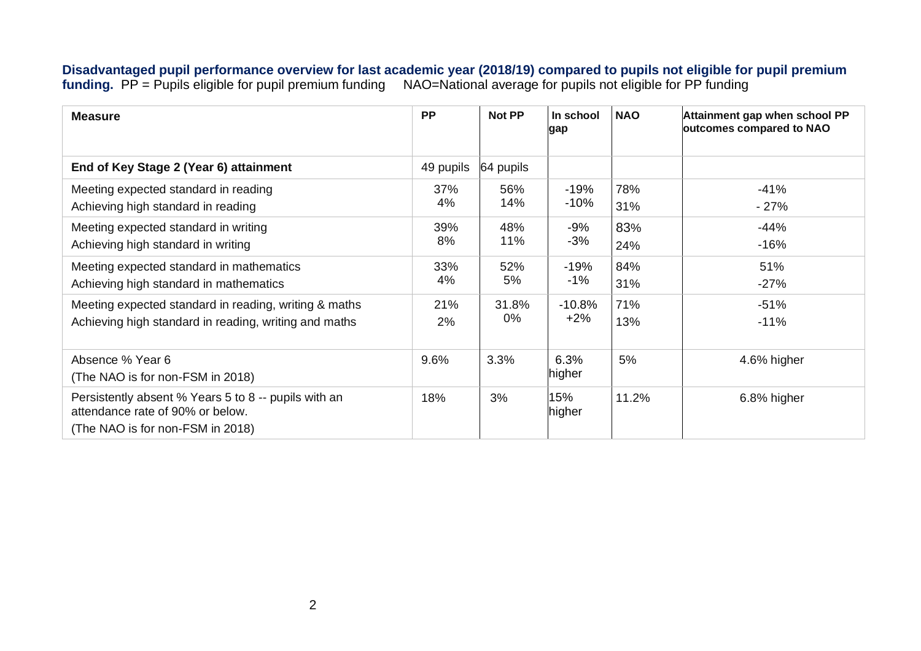**Disadvantaged pupil performance overview for last academic year (2018/19) compared to pupils not eligible for pupil premium funding.** PP = Pupils eligible for pupil premium funding NAO=National average for pupils not eligible for PP funding

| Measure | PP | Not PP | In school gap | NAO | Attainment gap when school PP outcomes compared to NAO |
|---|---|---|---|---|---|
| **End of Key Stage 2 (Year 6) attainment** | 49 pupils | 64 pupils | | | |
| Meeting expected standard in reading<br>Achieving high standard in reading | 37%<br>4% | 56%<br>14% | -19%<br>-10% | 78%<br>31% | -41%<br>- 27% |
| Meeting expected standard in writing<br>Achieving high standard in writing | 39%<br>8% | 48%<br>11% | -9%<br>-3% | 83%<br>24% | -44%<br>-16% |
| Meeting expected standard in mathematics<br>Achieving high standard in mathematics | 33%<br>4% | 52%<br>5% | -19%<br>-1% | 84%<br>31% | 51%<br>-27% |
| Meeting expected standard in reading, writing & maths<br>Achieving high standard in reading, writing and maths | 21%<br>2% | 31.8%<br>0% | -10.8%<br>+2% | 71%<br>13% | -51%<br>-11% |
| Absence % Year 6<br>(The NAO is for non-FSM in 2018) | 9.6% | 3.3% | 6.3% higher | 5% | 4.6% higher |
| Persistently absent % Years 5 to 8 -- pupils with an attendance rate of 90% or below.<br>(The NAO is for non-FSM in 2018) | 18% | 3% | 15% higher | 11.2% | 6.8% higher |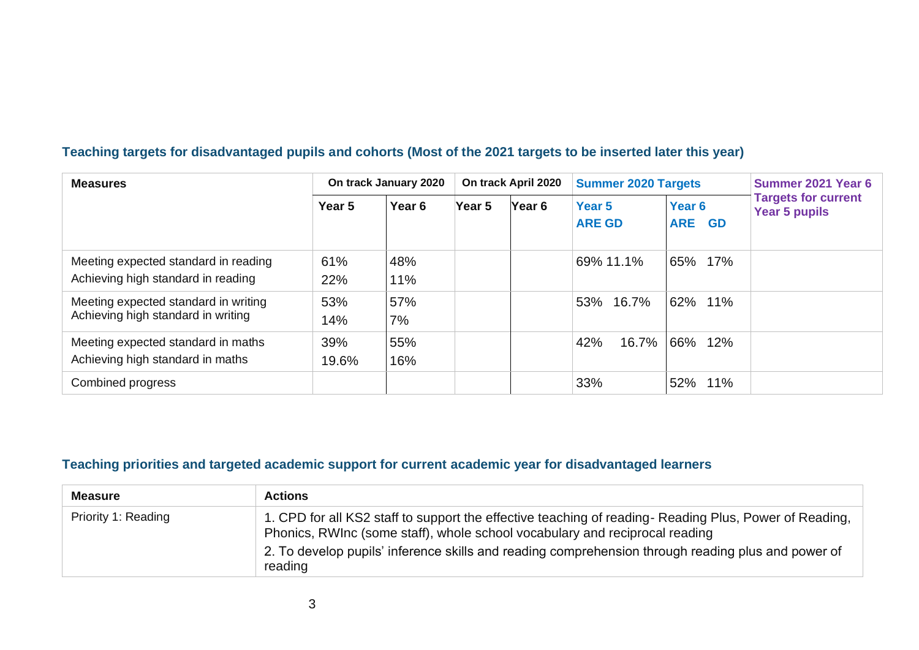### Teaching targets for disadvantaged pupils and cohorts (Most of the 2021 targets to be inserted later this year)

| Measures | On track January 2020 | | On track April 2020 | | Summer 2020 Targets | | Summer 2021 Year 6 Targets for current Year 5 pupils |
|---|---|---|---|---|---|---|---|
| | Year 5 | Year 6 | Year 5 | Year 6 | Year 5 ARE GD | Year 6 ARE GD | |
| Meeting expected standard in reading<br>Achieving high standard in reading | 61%<br>22% | 48%<br>11% | | | 69% 11.1% | 65% 17% | |
| Meeting expected standard in writing<br>Achieving high standard in writing | 53%<br>14% | 57%<br>7% | | | 53% 16.7% | 62% 11% | |
| Meeting expected standard in maths<br>Achieving high standard in maths | 39%<br>19.6% | 55%<br>16% | | | 42% 16.7% | 66% 12% | |
| Combined progress | | | | | 33% | 52% 11% | |

### Teaching priorities and targeted academic support for current academic year for disadvantaged learners

| Measure | Actions |
|---|---|
| Priority 1: Reading | 1. CPD for all KS2 staff to support the effective teaching of reading- Reading Plus, Power of Reading, Phonics, RWInc (some staff), whole school vocabulary and reciprocal reading<br>2. To develop pupils' inference skills and reading comprehension through reading plus and power of reading |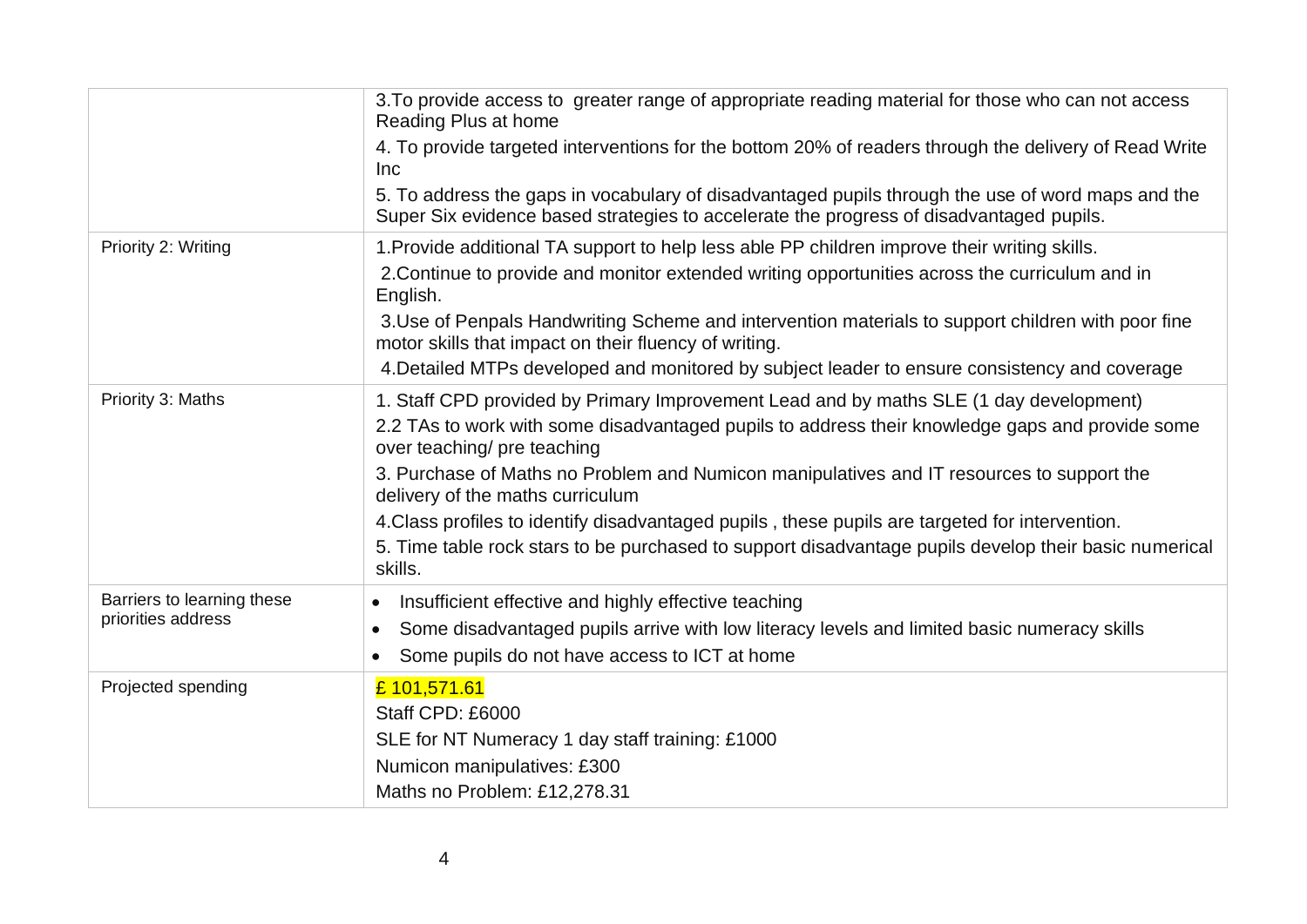| | |
|---|---|
| | 3.To provide access to greater range of appropriate reading material for those who can not access Reading Plus at home<br>4. To provide targeted interventions for the bottom 20% of readers through the delivery of Read Write Inc<br>5. To address the gaps in vocabulary of disadvantaged pupils through the use of word maps and the Super Six evidence based strategies to accelerate the progress of disadvantaged pupils. |
| Priority 2: Writing | 1.Provide additional TA support to help less able PP children improve their writing skills.<br>2.Continue to provide and monitor extended writing opportunities across the curriculum and in English.<br>3.Use of Penpals Handwriting Scheme and intervention materials to support children with poor fine motor skills that impact on their fluency of writing.<br>4.Detailed MTPs developed and monitored by subject leader to ensure consistency and coverage |
| Priority 3: Maths | 1. Staff CPD provided by Primary Improvement Lead and by maths SLE (1 day development)<br>2.2 TAs to work with some disadvantaged pupils to address their knowledge gaps and provide some over teaching/ pre teaching<br>3. Purchase of Maths no Problem and Numicon manipulatives and IT resources to support the delivery of the maths curriculum<br>4.Class profiles to identify disadvantaged pupils , these pupils are targeted for intervention.<br>5. Time table rock stars to be purchased to support disadvantage pupils develop their basic numerical skills. |
| Barriers to learning these priorities address | • Insufficient effective and highly effective teaching<br>• Some disadvantaged pupils arrive with low literacy levels and limited basic numeracy skills<br>• Some pupils do not have access to ICT at home |
| Projected spending | £ 101,571.61<br>Staff CPD: £6000<br>SLE for NT Numeracy 1 day staff training: £1000<br>Numicon manipulatives: £300<br>Maths no Problem: £12,278.31 |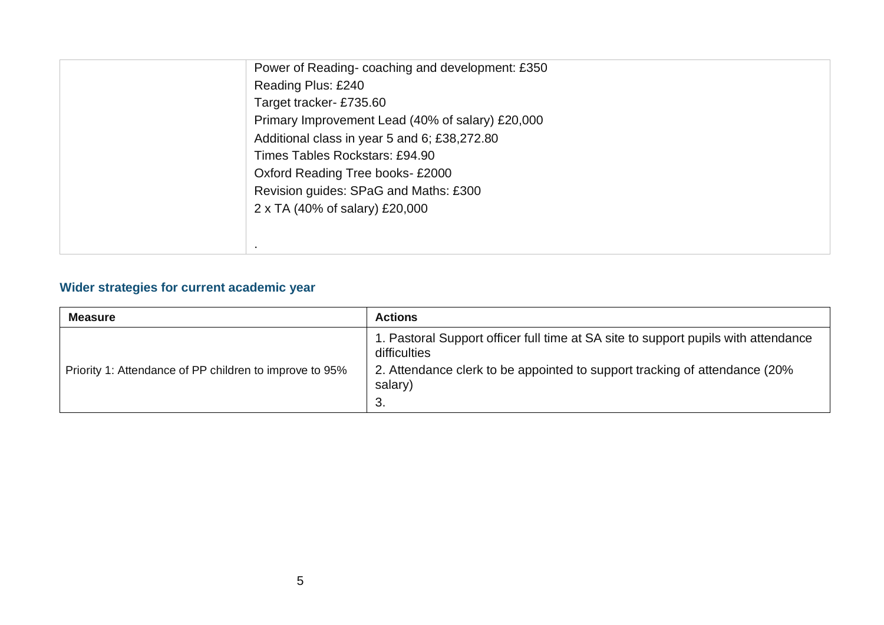| | |
|---|---|
| | Power of Reading- coaching and development: £350<br>Reading Plus: £240<br>Target tracker- £735.60<br>Primary Improvement Lead (40% of salary) £20,000<br>Additional class in year 5 and 6; £38,272.80<br>Times Tables Rockstars: £94.90<br>Oxford Reading Tree books- £2000<br>Revision guides: SPaG and Maths: £300<br>2 x TA (40% of salary) £20,000<br><br>. |

### Wider strategies for current academic year

| Measure | Actions |
|---|---|
| Priority 1: Attendance of PP children to improve to 95% | 1. Pastoral Support officer full time at SA site to support pupils with attendance difficulties<br>2. Attendance clerk to be appointed to support tracking of attendance (20% salary)<br>3. |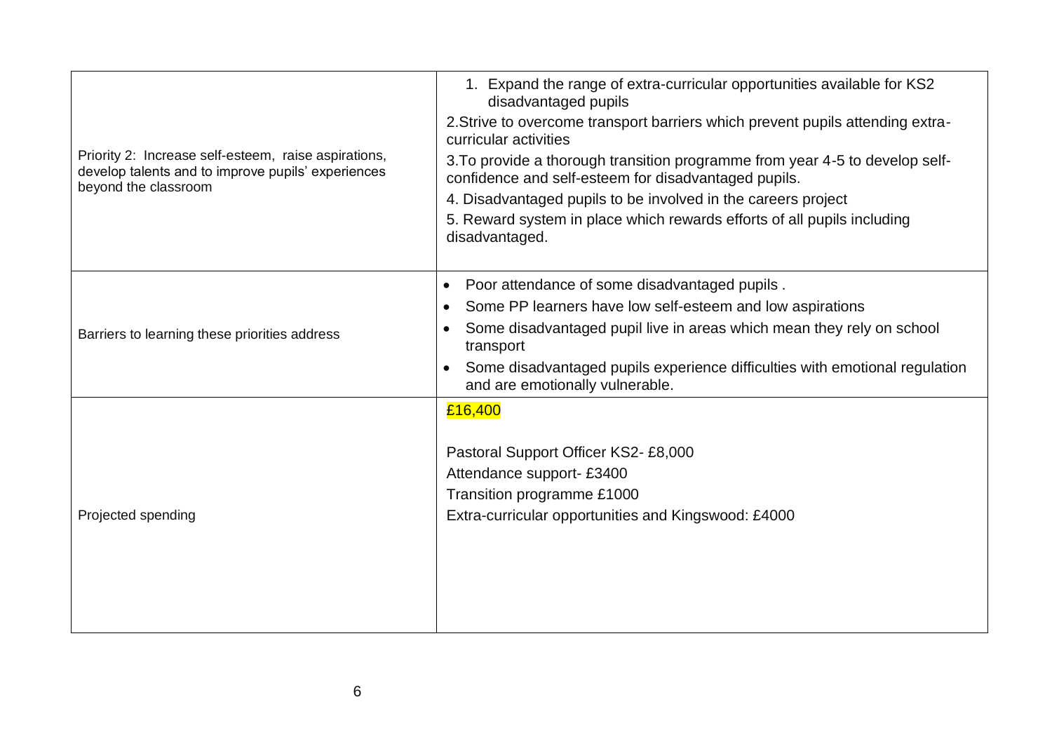| | |
|---|---|
| Priority 2: Increase self-esteem, raise aspirations, develop talents and to improve pupils' experiences beyond the classroom | 1. Expand the range of extra-curricular opportunities available for KS2 disadvantaged pupils<br>2.Strive to overcome transport barriers which prevent pupils attending extra-curricular activities<br>3.To provide a thorough transition programme from year 4-5 to develop self-confidence and self-esteem for disadvantaged pupils.<br>4. Disadvantaged pupils to be involved in the careers project<br>5. Reward system in place which rewards efforts of all pupils including disadvantaged. |
| Barriers to learning these priorities address | • Poor attendance of some disadvantaged pupils .<br>• Some PP learners have low self-esteem and low aspirations<br>• Some disadvantaged pupil live in areas which mean they rely on school transport<br>• Some disadvantaged pupils experience difficulties with emotional regulation and are emotionally vulnerable. |
| Projected spending | £16,400<br><br>Pastoral Support Officer KS2- £8,000<br>Attendance support- £3400<br>Transition programme £1000<br>Extra-curricular opportunities and Kingswood: £4000 |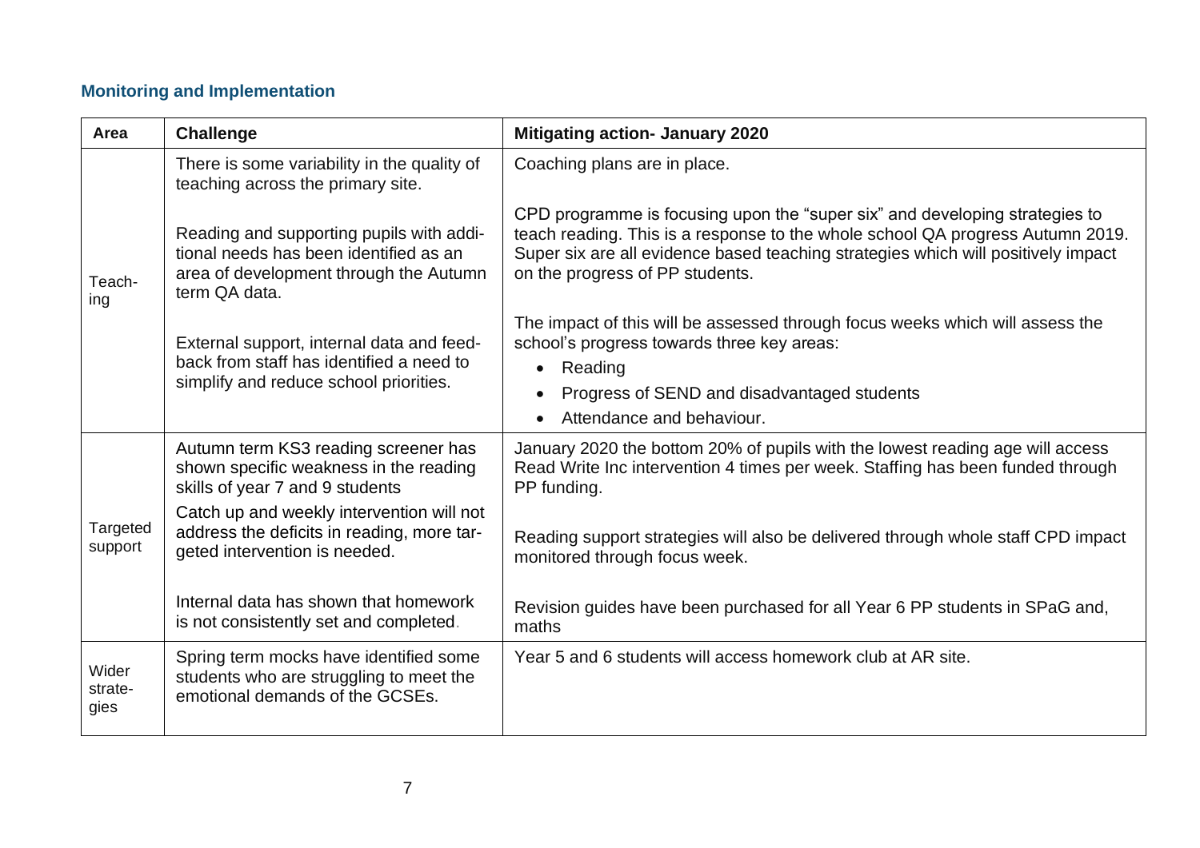### Monitoring and Implementation

| Area | Challenge | Mitigating action- January 2020 |
|---|---|---|
| Teaching | There is some variability in the quality of teaching across the primary site.<br><br>Reading and supporting pupils with additional needs has been identified as an area of development through the Autumn term QA data.<br><br>External support, internal data and feedback from staff has identified a need to simplify and reduce school priorities. | Coaching plans are in place.<br><br>CPD programme is focusing upon the "super six" and developing strategies to teach reading. This is a response to the whole school QA progress Autumn 2019. Super six are all evidence based teaching strategies which will positively impact on the progress of PP students.<br><br>The impact of this will be assessed through focus weeks which will assess the school's progress towards three key areas:<br>• Reading<br>• Progress of SEND and disadvantaged students<br>• Attendance and behaviour. |
| Targeted support | Autumn term KS3 reading screener has shown specific weakness in the reading skills of year 7 and 9 students<br>Catch up and weekly intervention will not address the deficits in reading, more targeted intervention is needed.<br><br>Internal data has shown that homework is not consistently set and completed. | January 2020 the bottom 20% of pupils with the lowest reading age will access Read Write Inc intervention 4 times per week. Staffing has been funded through PP funding.<br><br>Reading support strategies will also be delivered through whole staff CPD impact monitored through focus week.<br><br>Revision guides have been purchased for all Year 6 PP students in SPaG and, maths |
| Wider strategies | Spring term mocks have identified some students who are struggling to meet the emotional demands of the GCSEs. | Year 5 and 6 students will access homework club at AR site. |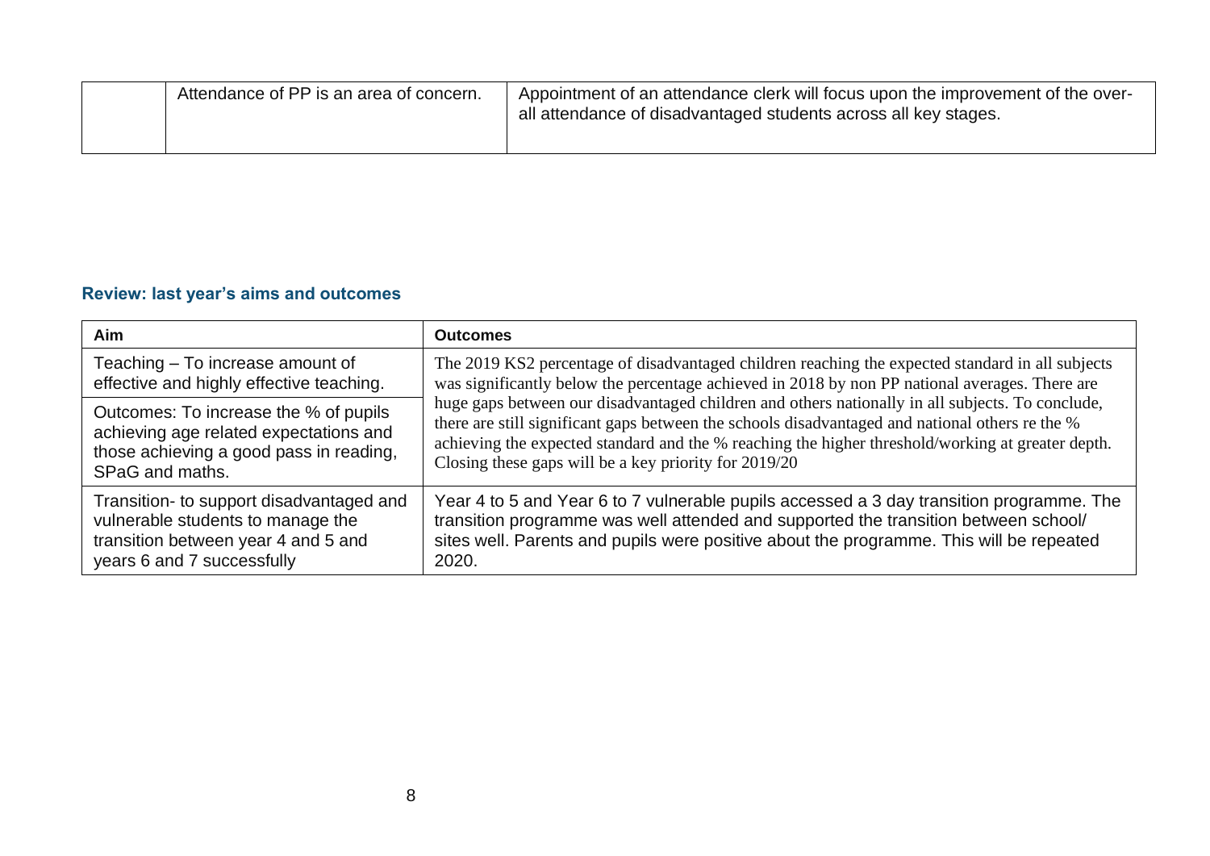| | | |
|---|---|---|
| | Attendance of PP is an area of concern. | Appointment of an attendance clerk will focus upon the improvement of the over-all attendance of disadvantaged students across all key stages. |

## Review: last year's aims and outcomes

| Aim | Outcomes |
|---|---|
| Teaching – To increase amount of effective and highly effective teaching. | The 2019 KS2 percentage of disadvantaged children reaching the expected standard in all subjects was significantly below the percentage achieved in 2018 by non PP national averages. There are huge gaps between our disadvantaged children and others nationally in all subjects. To conclude, there are still significant gaps between the schools disadvantaged and national others re the % achieving the expected standard and the % reaching the higher threshold/working at greater depth. Closing these gaps will be a key priority for 2019/20 |
| Outcomes: To increase the % of pupils achieving age related expectations and those achieving a good pass in reading, SPaG and maths. | |
| Transition- to support disadvantaged and vulnerable students to manage the transition between year 4 and 5 and years 6 and 7 successfully | Year 4 to 5 and Year 6 to 7 vulnerable pupils accessed a 3 day transition programme. The transition programme was well attended and supported the transition between school/ sites well. Parents and pupils were positive about the programme. This will be repeated 2020. |